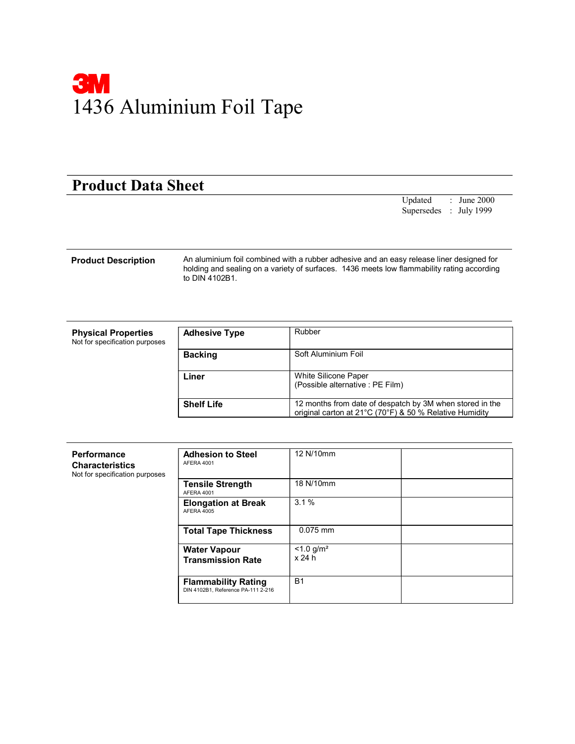# 3M

# 1436 Aluminium Foil Tape

## Product Data Sheet

Updated : June 2000
Supersedes : July 1999

**Product Description**

An aluminium foil combined with a rubber adhesive and an easy release liner designed for holding and sealing on a variety of surfaces. 1436 meets low flammability rating according to DIN 4102B1.

**Physical Properties**
Not for specification purposes

| | |
|---|---|
| **Adhesive Type** | Rubber |
| **Backing** | Soft Aluminium Foil |
| **Liner** | White Silicone Paper (Possible alternative : PE Film) |
| **Shelf Life** | 12 months from date of despatch by 3M when stored in the original carton at 21°C (70°F) & 50 % Relative Humidity |

**Performance Characteristics**
Not for specification purposes

| | | |
|---|---|---|
| **Adhesion to Steel** AFERA 4001 | 12 N/10mm | |
| **Tensile Strength** AFERA 4001 | 18 N/10mm | |
| **Elongation at Break** AFERA 4005 | 3.1 % | |
| **Total Tape Thickness** | 0.075 mm | |
| **Water Vapour Transmission Rate** | <1.0 g/m² x 24 h | |
| **Flammability Rating** DIN 4102B1, Reference PA-111 2-216 | B1 | |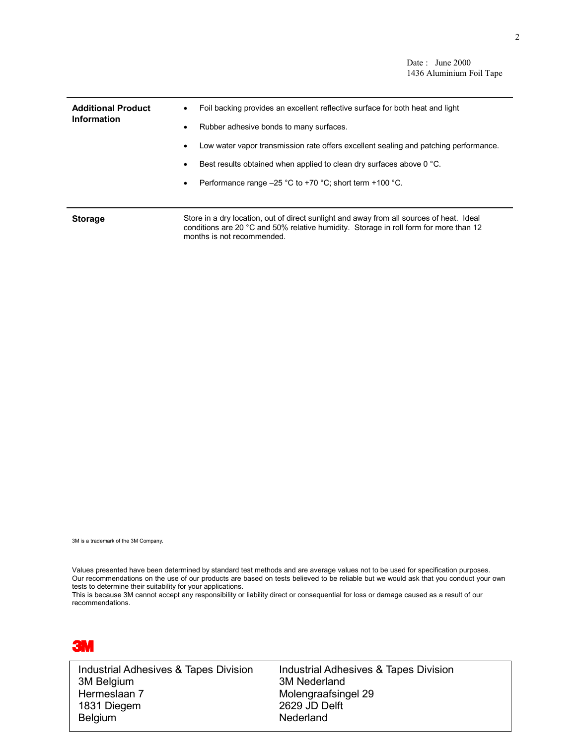Date : June 2000
1436 Aluminium Foil Tape

**Additional Product Information**

- Foil backing provides an excellent reflective surface for both heat and light
- Rubber adhesive bonds to many surfaces.
- Low water vapor transmission rate offers excellent sealing and patching performance.
- Best results obtained when applied to clean dry surfaces above 0 °C.
- Performance range –25 °C to +70 °C; short term +100 °C.

**Storage**

Store in a dry location, out of direct sunlight and away from all sources of heat. Ideal conditions are 20 °C and 50% relative humidity. Storage in roll form for more than 12 months is not recommended.

3M is a trademark of the 3M Company.

Values presented have been determined by standard test methods and are average values not to be used for specification purposes. Our recommendations on the use of our products are based on tests believed to be reliable but we would ask that you conduct your own tests to determine their suitability for your applications.
This is because 3M cannot accept any responsibility or liability direct or consequential for loss or damage caused as a result of our recommendations.

3M

| | |
|---|---|
| Industrial Adhesives & Tapes Division<br>3M Belgium<br>Hermeslaan 7<br>1831 Diegem<br>Belgium | Industrial Adhesives & Tapes Division<br>3M Nederland<br>Molengraafsingel 29<br>2629 JD Delft<br>Nederland |